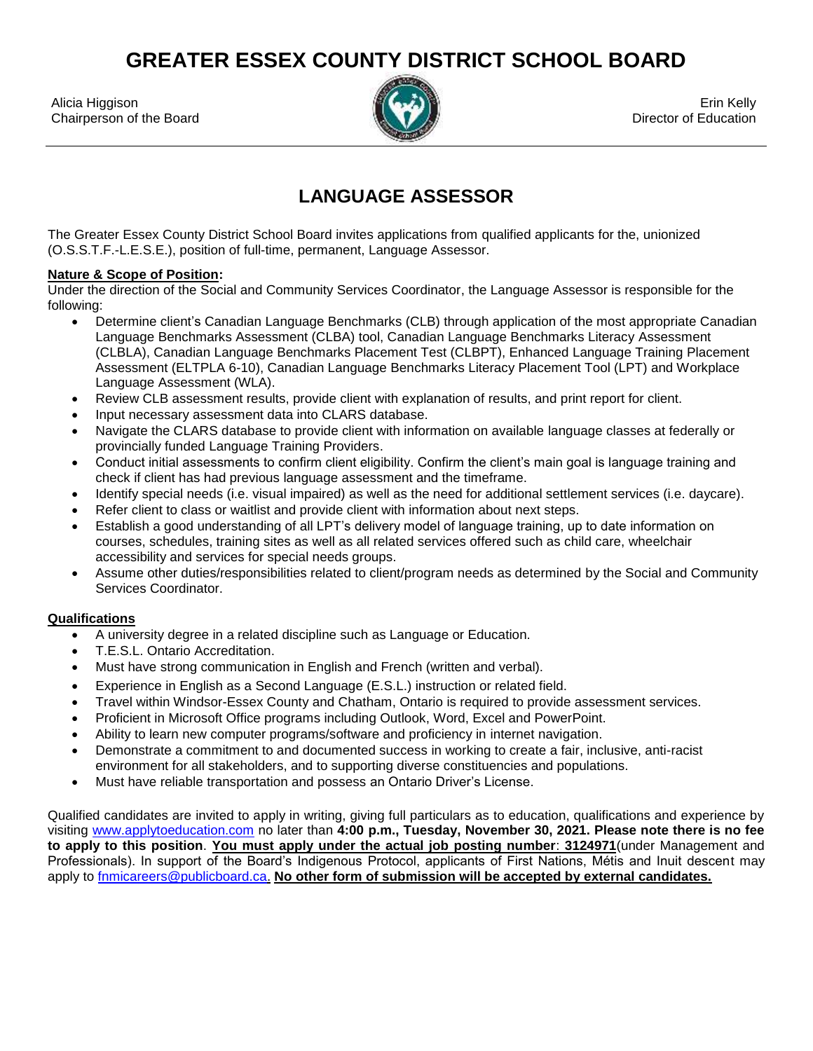# GREATER ESSEX COUNTY DISTRICT SCHOOL BOARD

Alicia Higgison
Chairperson of the Board

Erin Kelly
Director of Education

## LANGUAGE ASSESSOR

The Greater Essex County District School Board invites applications from qualified applicants for the, unionized (O.S.S.T.F.-L.E.S.E.), position of full-time, permanent, Language Assessor.

**Nature & Scope of Position:**
Under the direction of the Social and Community Services Coordinator, the Language Assessor is responsible for the following:

- Determine client's Canadian Language Benchmarks (CLB) through application of the most appropriate Canadian Language Benchmarks Assessment (CLBA) tool, Canadian Language Benchmarks Literacy Assessment (CLBLA), Canadian Language Benchmarks Placement Test (CLBPT), Enhanced Language Training Placement Assessment (ELTPLA 6-10), Canadian Language Benchmarks Literacy Placement Tool (LPT) and Workplace Language Assessment (WLA).
- Review CLB assessment results, provide client with explanation of results, and print report for client.
- Input necessary assessment data into CLARS database.
- Navigate the CLARS database to provide client with information on available language classes at federally or provincially funded Language Training Providers.
- Conduct initial assessments to confirm client eligibility. Confirm the client's main goal is language training and check if client has had previous language assessment and the timeframe.
- Identify special needs (i.e. visual impaired) as well as the need for additional settlement services (i.e. daycare).
- Refer client to class or waitlist and provide client with information about next steps.
- Establish a good understanding of all LPT's delivery model of language training, up to date information on courses, schedules, training sites as well as all related services offered such as child care, wheelchair accessibility and services for special needs groups.
- Assume other duties/responsibilities related to client/program needs as determined by the Social and Community Services Coordinator.

**Qualifications**

- A university degree in a related discipline such as Language or Education.
- T.E.S.L. Ontario Accreditation.
- Must have strong communication in English and French (written and verbal).
- Experience in English as a Second Language (E.S.L.) instruction or related field.
- Travel within Windsor-Essex County and Chatham, Ontario is required to provide assessment services.
- Proficient in Microsoft Office programs including Outlook, Word, Excel and PowerPoint.
- Ability to learn new computer programs/software and proficiency in internet navigation.
- Demonstrate a commitment to and documented success in working to create a fair, inclusive, anti-racist environment for all stakeholders, and to supporting diverse constituencies and populations.
- Must have reliable transportation and possess an Ontario Driver's License.

Qualified candidates are invited to apply in writing, giving full particulars as to education, qualifications and experience by visiting www.applytoeducation.com no later than **4:00 p.m., Tuesday, November 30, 2021. Please note there is no fee to apply to this position**. **You must apply under the actual job posting number: 3124971**(under Management and Professionals). In support of the Board's Indigenous Protocol, applicants of First Nations, Métis and Inuit descent may apply to fnmicareers@publicboard.ca. **No other form of submission will be accepted by external candidates.**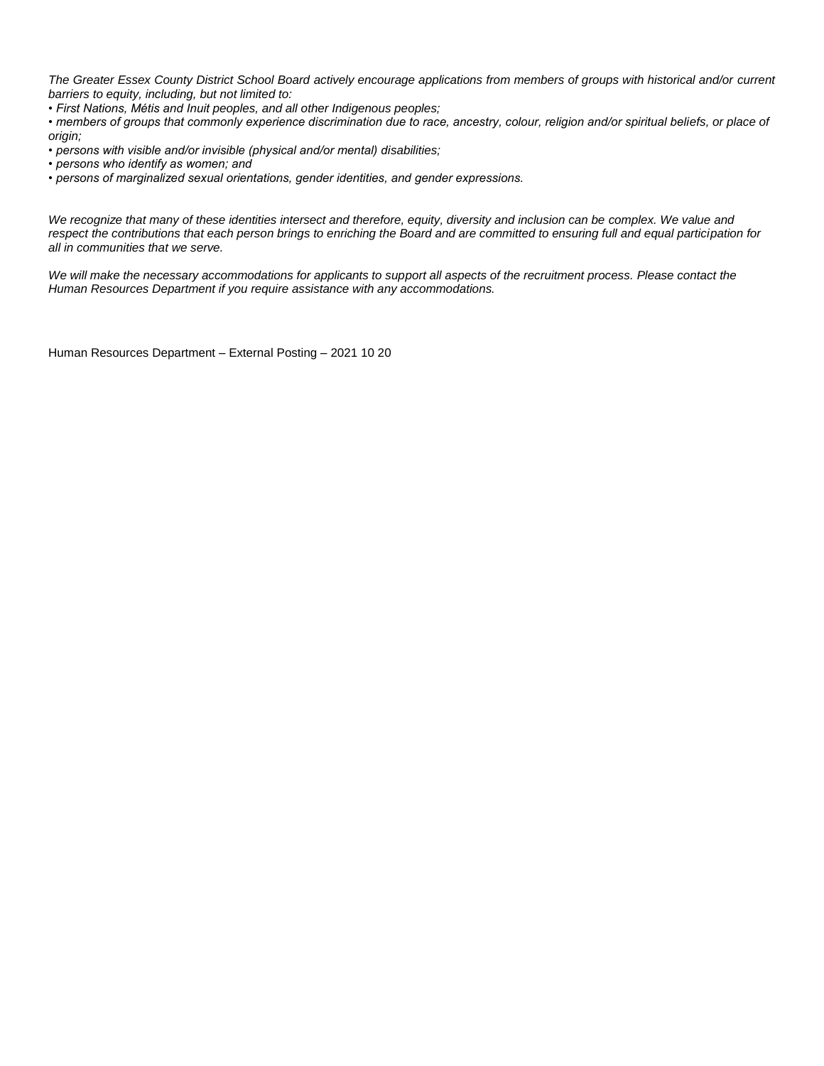*The Greater Essex County District School Board actively encourage applications from members of groups with historical and/or current barriers to equity, including, but not limited to:*

*• First Nations, Métis and Inuit peoples, and all other Indigenous peoples;*

*• members of groups that commonly experience discrimination due to race, ancestry, colour, religion and/or spiritual beliefs, or place of origin;*

*• persons with visible and/or invisible (physical and/or mental) disabilities;*

*• persons who identify as women; and*

*• persons of marginalized sexual orientations, gender identities, and gender expressions.*

*We recognize that many of these identities intersect and therefore, equity, diversity and inclusion can be complex. We value and respect the contributions that each person brings to enriching the Board and are committed to ensuring full and equal participation for all in communities that we serve.*

*We will make the necessary accommodations for applicants to support all aspects of the recruitment process. Please contact the Human Resources Department if you require assistance with any accommodations.*

Human Resources Department – External Posting – 2021 10 20